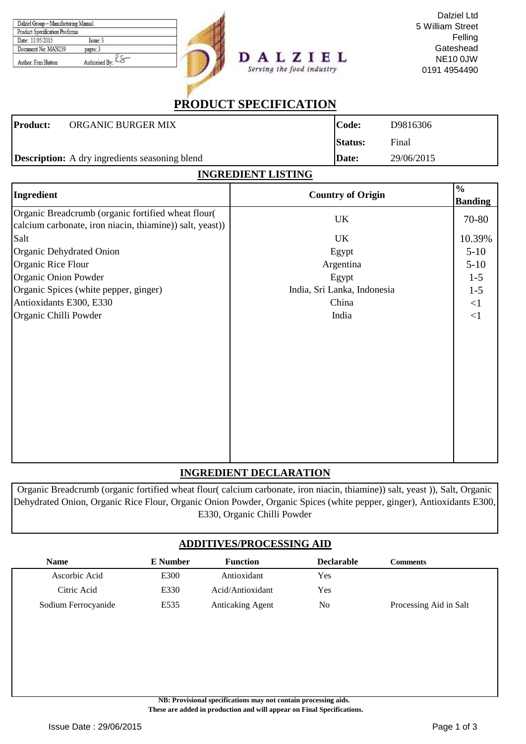| Dalziel Group – Manufacturing Manual | |
| --- | --- |
| Product Specification Proforma | |
| Date: 11/05/2015 | Issue: 3 |
| Document No: MAN239 | pages: 3 |
| Author: Fran Hutton | Authorised By: RS |

**DALZIEL**
*Serving the food industry*

Dalziel Ltd
5 William Street
Felling
Gateshead
NE10 0JW
0191 4954490

# PRODUCT SPECIFICATION

| **Product:** ORGANIC BURGER MIX | **Code:** D9816306 |
| --- | --- |
| | **Status:** Final |
| **Description:** A dry ingredients seasoning blend | **Date:** 29/06/2015 |

## INGREDIENT LISTING

| Ingredient | Country of Origin | % Banding |
| --- | --- | --- |
| Organic Breadcrumb (organic fortified wheat flour( calcium carbonate, iron niacin, thiamine)) salt, yeast)) | UK | 70-80 |
| Salt | UK | 10.39% |
| Organic Dehydrated Onion | Egypt | 5-10 |
| Organic Rice Flour | Argentina | 5-10 |
| Organic Onion Powder | Egypt | 1-5 |
| Organic Spices (white pepper, ginger) | India, Sri Lanka, Indonesia | 1-5 |
| Antioxidants E300, E330 | China | <1 |
| Organic Chilli Powder | India | <1 |

## INGREDIENT DECLARATION

Organic Breadcrumb (organic fortified wheat flour( calcium carbonate, iron niacin, thiamine)) salt, yeast )), Salt, Organic Dehydrated Onion, Organic Rice Flour, Organic Onion Powder, Organic Spices (white pepper, ginger), Antioxidants E300, E330, Organic Chilli Powder

## ADDITIVES/PROCESSING AID

| Name | E Number | Function | Declarable | Comments |
| --- | --- | --- | --- | --- |
| Ascorbic Acid | E300 | Antioxidant | Yes | |
| Citric Acid | E330 | Acid/Antioxidant | Yes | |
| Sodium Ferrocyanide | E535 | Anticaking Agent | No | Processing Aid in Salt |

**NB: Provisional specifications may not contain processing aids.**
**These are added in production and will appear on Final Specifications.**

Issue Date : 29/06/2015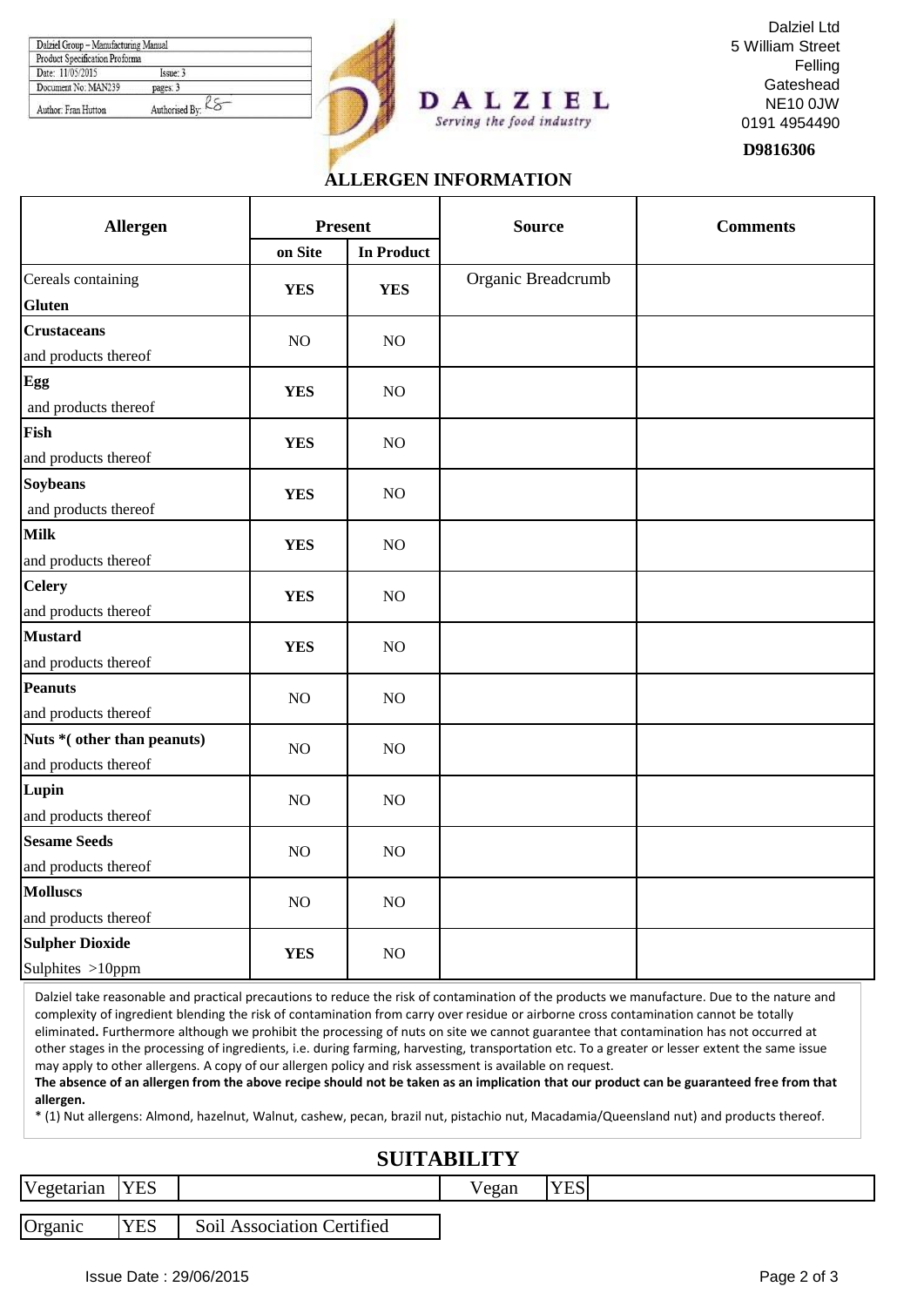| Dalziel Group – Manufacturing Manual | |
|---|---|
| Product Specification Proforma | |
| Date: 11/05/2015 | Issue: 3 |
| Document No: MAN239 | pages: 3 |
| Author: Fran Hutton | Authorised By: |

**DALZIEL**
*Serving the food industry*

Dalziel Ltd
5 William Street
Felling
Gateshead
NE10 0JW
0191 4954490

**D9816306**

## ALLERGEN INFORMATION

| Allergen | Present | | Source | Comments |
|---|---|---|---|---|
| | on Site | In Product | | |
| Cereals containing **Gluten** | **YES** | **YES** | Organic Breadcrumb | |
| **Crustaceans** and products thereof | NO | NO | | |
| **Egg** and products thereof | **YES** | NO | | |
| **Fish** and products thereof | **YES** | NO | | |
| **Soybeans** and products thereof | **YES** | NO | | |
| **Milk** and products thereof | **YES** | NO | | |
| **Celery** and products thereof | **YES** | NO | | |
| **Mustard** and products thereof | **YES** | NO | | |
| **Peanuts** and products thereof | NO | NO | | |
| **Nuts *( other than peanuts)** and products thereof | NO | NO | | |
| **Lupin** and products thereof | NO | NO | | |
| **Sesame Seeds** and products thereof | NO | NO | | |
| **Molluscs** and products thereof | NO | NO | | |
| **Sulpher Dioxide** Sulphites >10ppm | **YES** | NO | | |

Dalziel take reasonable and practical precautions to reduce the risk of contamination of the products we manufacture. Due to the nature and complexity of ingredient blending the risk of contamination from carry over residue or airborne cross contamination cannot be totally eliminated**.** Furthermore although we prohibit the processing of nuts on site we cannot guarantee that contamination has not occurred at other stages in the processing of ingredients, i.e. during farming, harvesting, transportation etc. To a greater or lesser extent the same issue may apply to other allergens. A copy of our allergen policy and risk assessment is available on request.
**The absence of an allergen from the above recipe should not be taken as an implication that our product can be guaranteed free from that allergen.**
* (1) Nut allergens: Almond, hazelnut, Walnut, cashew, pecan, brazil nut, pistachio nut, Macadamia/Queensland nut) and products thereof.

## SUITABILITY

| Vegetarian | YES | | Vegan | YES | |
|---|---|---|---|---|---|

| Organic | YES | Soil Association Certified |
|---|---|---|

Issue Date : 29/06/2015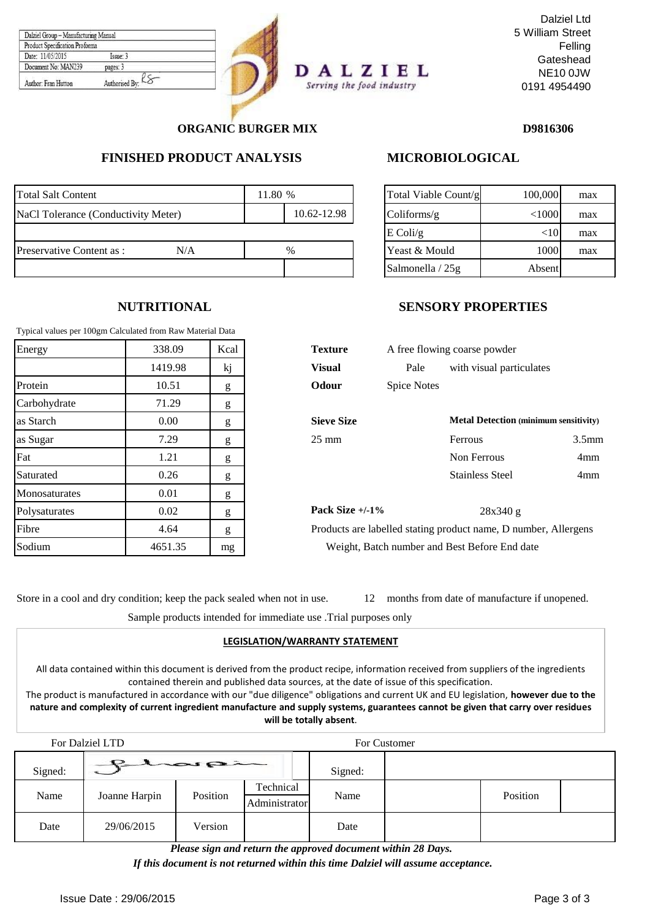| | |
|---|---|
| Dalziel Group – Manufacturing Manual | |
| Product Specification Proforma | |
| Date: 11/05/2015 | Issue: 3 |
| Document No: MAN239 | pages: 3 |
| Author: Fran Hutton | Authorised By: KS |

**DALZIEL**
*Serving the food industry*

Dalziel Ltd
5 William Street
Felling
Gateshead
NE10 0JW
0191 4954490

**ORGANIC BURGER MIX** **D9816306**

## FINISHED PRODUCT ANALYSIS

| | | |
|---|---|---|
| Total Salt Content | 11.80 % | |
| NaCl Tolerance (Conductivity Meter) | | 10.62-12.98 |
| | | |
| Preservative Content as : N/A | % | |
| | | |

## MICROBIOLOGICAL

| | | |
|---|---|---|
| Total Viable Count/g | 100,000 | max |
| Coliforms/g | <1000 | max |
| E Coli/g | <10 | max |
| Yeast & Mould | 1000 | max |
| Salmonella / 25g | Absent | |

## NUTRITIONAL

Typical values per 100gm Calculated from Raw Material Data

| | | |
|---|---|---|
| Energy | 338.09 | Kcal |
| | 1419.98 | kj |
| Protein | 10.51 | g |
| Carbohydrate | 71.29 | g |
| as Starch | 0.00 | g |
| as Sugar | 7.29 | g |
| Fat | 1.21 | g |
| Saturated | 0.26 | g |
| Monosaturates | 0.01 | g |
| Polysaturates | 0.02 | g |
| Fibre | 4.64 | g |
| Sodium | 4651.35 | mg |

## SENSORY PROPERTIES

**Texture** A free flowing coarse powder

**Visual** Pale with visual particulates

**Odour** Spice Notes

**Sieve Size**
25 mm

**Metal Detection (minimum sensitivity)**

| | |
|---|---|
| Ferrous | 3.5mm |
| Non Ferrous | 4mm |
| Stainless Steel | 4mm |

**Pack Size +/-1%** 28x340 g

Products are labelled stating product name, D number, Allergens Weight, Batch number and Best Before End date

Store in a cool and dry condition; keep the pack sealed when not in use. 12 months from date of manufacture if unopened.

Sample products intended for immediate use .Trial purposes only

**LEGISLATION/WARRANTY STATEMENT**

All data contained within this document is derived from the product recipe, information received from suppliers of the ingredients contained therein and published data sources, at the date of issue of this specification.
The product is manufactured in accordance with our "due diligence" obligations and current UK and EU legislation, **however due to the nature and complexity of current ingredient manufacture and supply systems, guarantees cannot be given that carry over residues will be totally absent**.

| For Dalziel LTD | | | | For Customer | | | |
|---|---|---|---|---|---|---|---|
| Signed: | *(signature)* | | | Signed: | | | |
| Name | Joanne Harpin | Position | Technical Administrator | Name | | Position | |
| Date | 29/06/2015 | Version | | Date | | | |

***Please sign and return the approved document within 28 Days.***
***If this document is not returned within this time Dalziel will assume acceptance.***

Issue Date : 29/06/2015